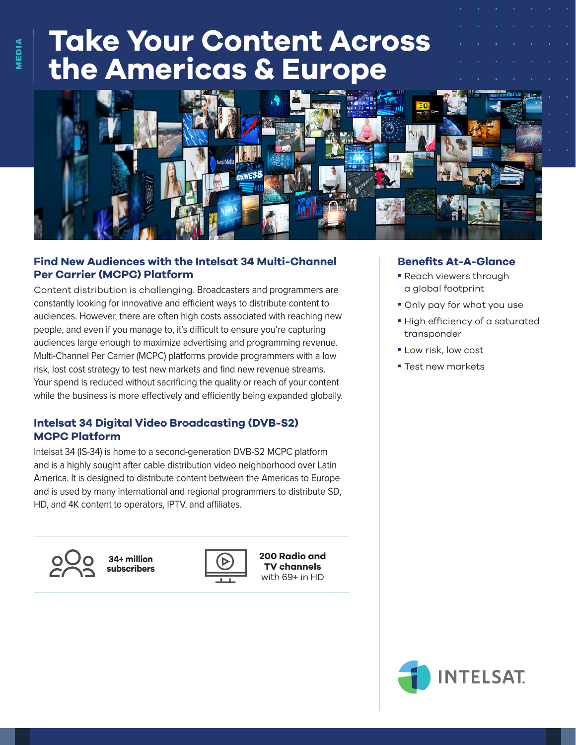MEDIA

# Take Your Content Across the Americas & Europe

## Find New Audiences with the Intelsat 34 Multi-Channel Per Carrier (MCPC) Platform

Content distribution is challenging. Broadcasters and programmers are constantly looking for innovative and efficient ways to distribute content to audiences. However, there are often high costs associated with reaching new people, and even if you manage to, it's difficult to ensure you're capturing audiences large enough to maximize advertising and programming revenue. Multi-Channel Per Carrier (MCPC) platforms provide programmers with a low risk, lost cost strategy to test new markets and find new revenue streams. Your spend is reduced without sacrificing the quality or reach of your content while the business is more effectively and efficiently being expanded globally.

## Intelsat 34 Digital Video Broadcasting (DVB-S2) MCPC Platform

Intelsat 34 (IS-34) is home to a second-generation DVB-S2 MCPC platform and is a highly sought after cable distribution video neighborhood over Latin America. It is designed to distribute content between the Americas to Europe and is used by many international and regional programmers to distribute SD, HD, and 4K content to operators, IPTV, and affiliates.

**34+ million subscribers**

**200 Radio and TV channels** with 69+ in HD

## Benefits At-A-Glance

- Reach viewers through a global footprint
- Only pay for what you use
- High efficiency of a saturated transponder
- Low risk, low cost
- Test new markets

INTELSAT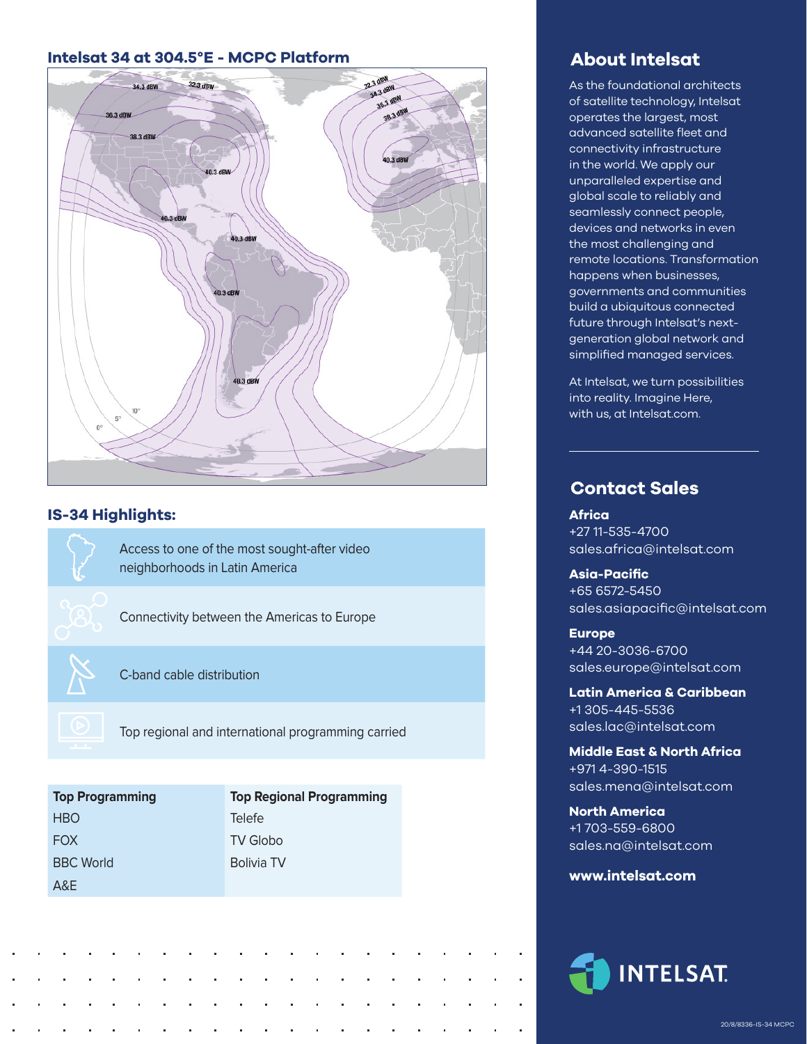## Intelsat 34 at 304.5°E - MCPC Platform

34.3 dBW
32.3 dBW
36.3 dBW
38.3 dBW
40.3 dBW
40.3 dBW
40.3 dBW
40.3 dBW
40.3 dBW
32.3 dBW
34.3 dBW
36.3 dBW
38.3 dBW
40.3 dBW
10°
5°
0°

## IS-34 Highlights:

- Access to one of the most sought-after video neighborhoods in Latin America
- Connectivity between the Americas to Europe
- C-band cable distribution
- Top regional and international programming carried

| Top Programming | Top Regional Programming |
|---|---|
| HBO | Telefe |
| FOX | TV Globo |
| BBC World | Bolivia TV |
| A&E | |

## About Intelsat

As the foundational architects of satellite technology, Intelsat operates the largest, most advanced satellite fleet and connectivity infrastructure in the world. We apply our unparalleled expertise and global scale to reliably and seamlessly connect people, devices and networks in even the most challenging and remote locations. Transformation happens when businesses, governments and communities build a ubiquitous connected future through Intelsat's next-generation global network and simplified managed services.

At Intelsat, we turn possibilities into reality. Imagine Here, with us, at Intelsat.com.

## Contact Sales

**Africa**
+27 11-535-4700
sales.africa@intelsat.com

**Asia-Pacific**
+65 6572-5450
sales.asiapacific@intelsat.com

**Europe**
+44 20-3036-6700
sales.europe@intelsat.com

**Latin America & Caribbean**
+1 305-445-5536
sales.lac@intelsat.com

**Middle East & North Africa**
+971 4-390-1515
sales.mena@intelsat.com

**North America**
+1 703-559-6800
sales.na@intelsat.com

**www.intelsat.com**

INTELSAT.

20/8/8336-IS-34 MCPC